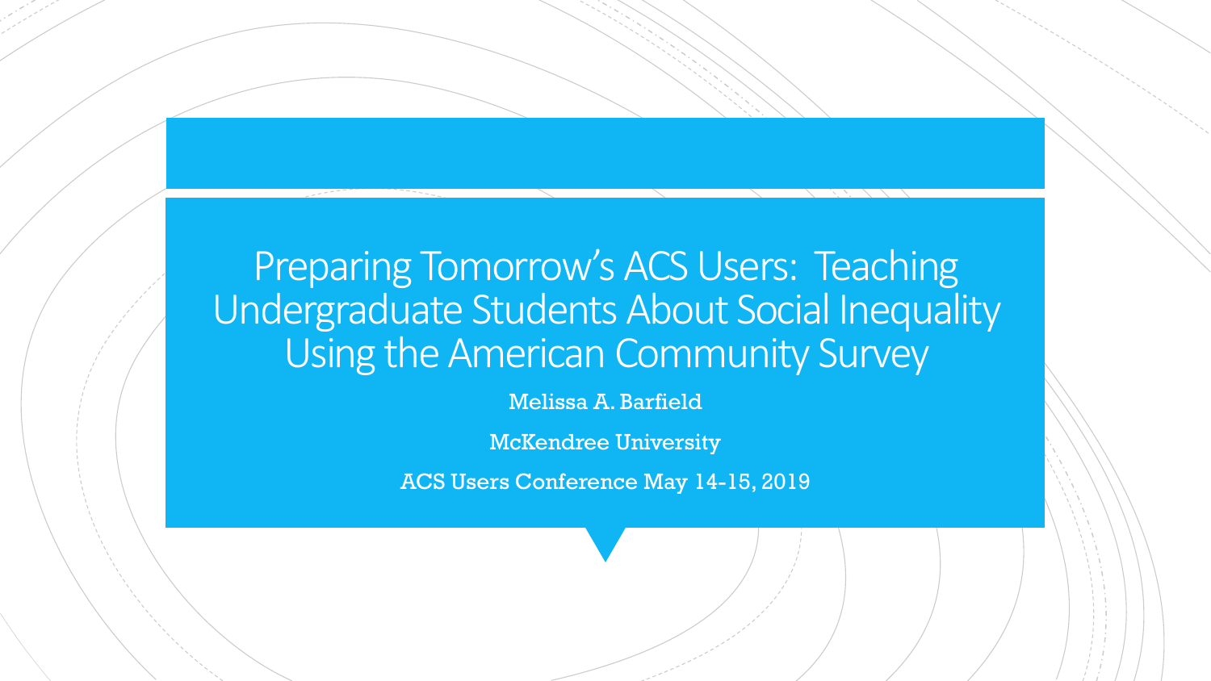# Preparing Tomorrow's ACS Users: Teaching Undergraduate Students About Social Inequality Using the American Community Survey

Melissa A. Barfield

McKendree University

ACS Users Conference May 14-15, 2019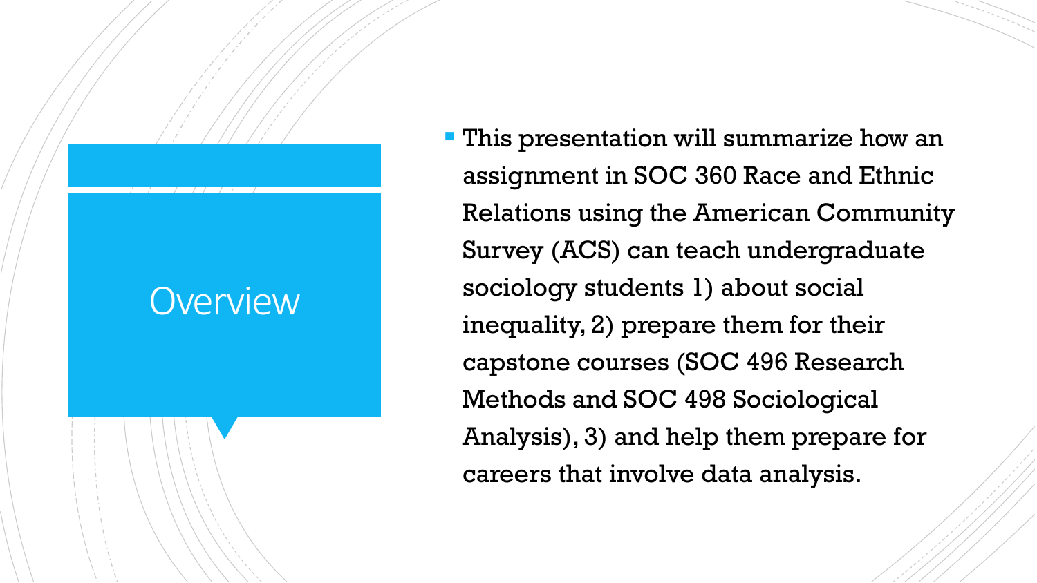# Overview

- This presentation will summarize how an assignment in SOC 360 Race and Ethnic Relations using the American Community Survey (ACS) can teach undergraduate sociology students 1) about social inequality, 2) prepare them for their capstone courses (SOC 496 Research Methods and SOC 498 Sociological Analysis), 3) and help them prepare for careers that involve data analysis.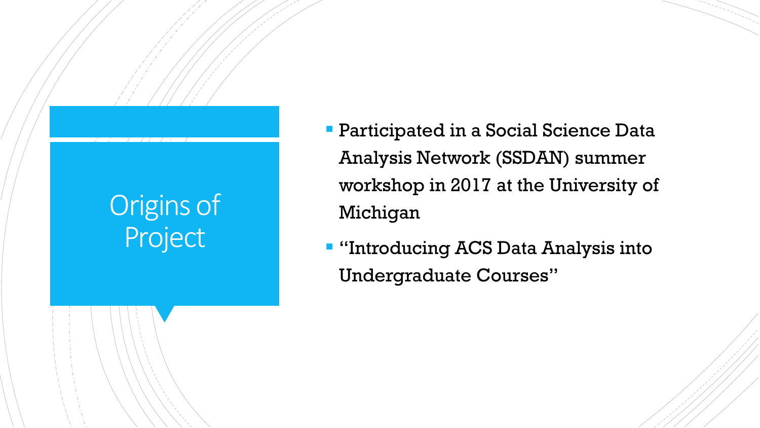# Origins of Project

- Participated in a Social Science Data Analysis Network (SSDAN) summer workshop in 2017 at the University of Michigan
- "Introducing ACS Data Analysis into Undergraduate Courses"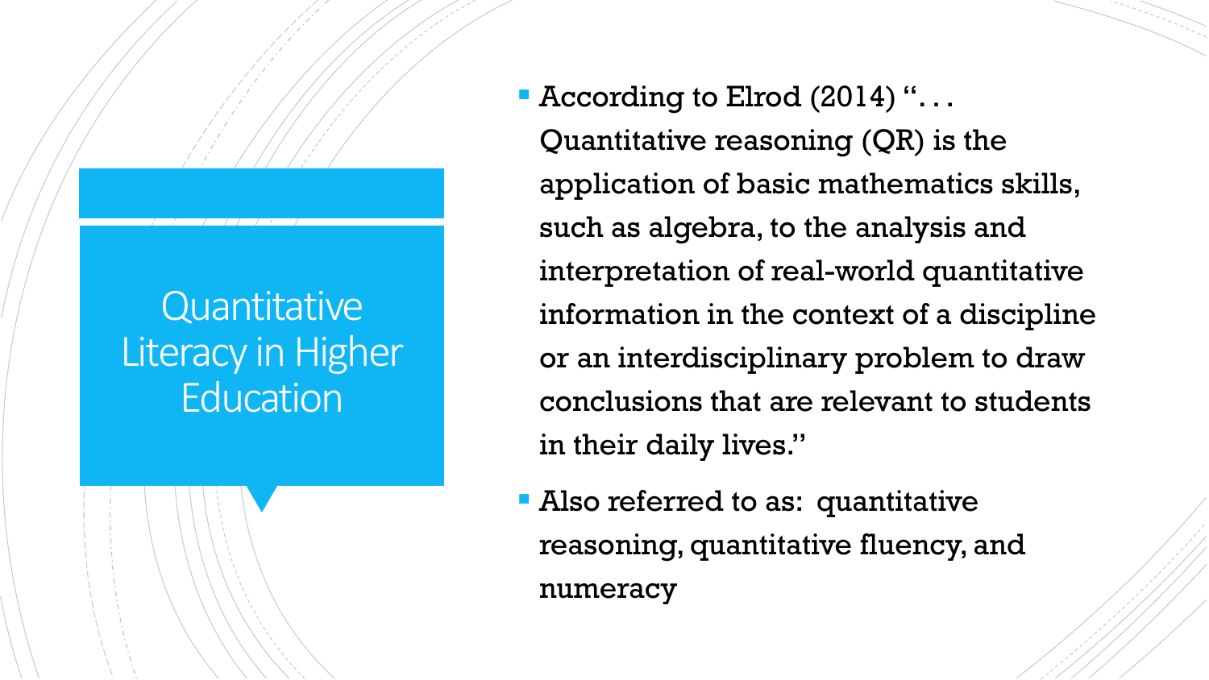# Quantitative Literacy in Higher Education

- According to Elrod (2014) "... Quantitative reasoning (QR) is the application of basic mathematics skills, such as algebra, to the analysis and interpretation of real-world quantitative information in the context of a discipline or an interdisciplinary problem to draw conclusions that are relevant to students in their daily lives."
- Also referred to as: quantitative reasoning, quantitative fluency, and numeracy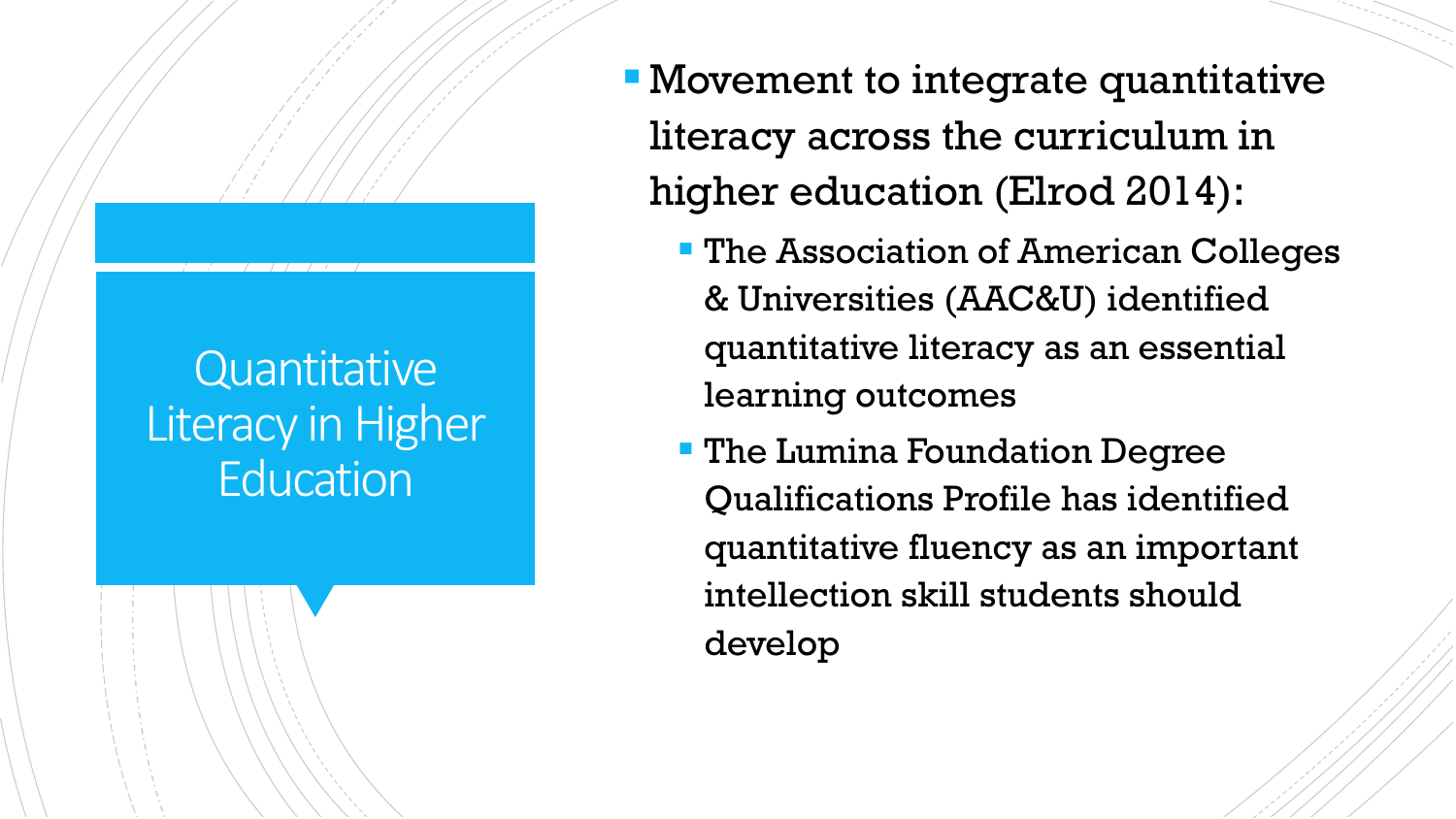# Quantitative Literacy in Higher Education

- Movement to integrate quantitative literacy across the curriculum in higher education (Elrod 2014):
  - The Association of American Colleges & Universities (AAC&U) identified quantitative literacy as an essential learning outcomes
  - The Lumina Foundation Degree Qualifications Profile has identified quantitative fluency as an important intellection skill students should develop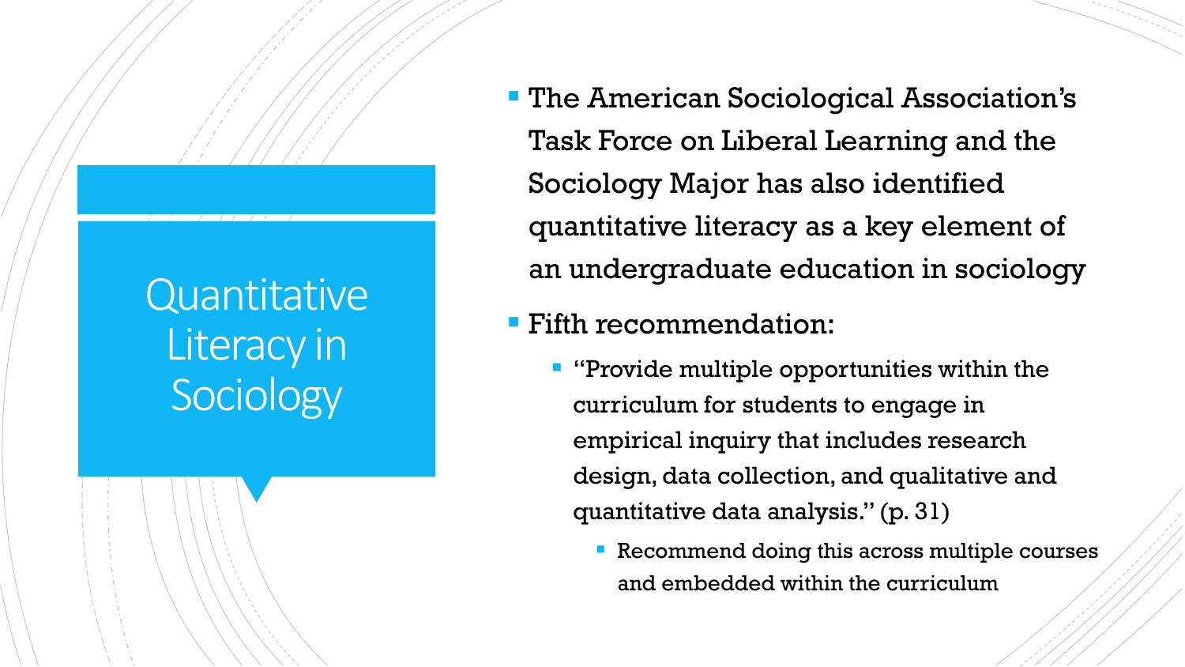# Quantitative Literacy in Sociology

- The American Sociological Association's Task Force on Liberal Learning and the Sociology Major has also identified quantitative literacy as a key element of an undergraduate education in sociology
- Fifth recommendation:
  - "Provide multiple opportunities within the curriculum for students to engage in empirical inquiry that includes research design, data collection, and qualitative and quantitative data analysis." (p. 31)
    - Recommend doing this across multiple courses and embedded within the curriculum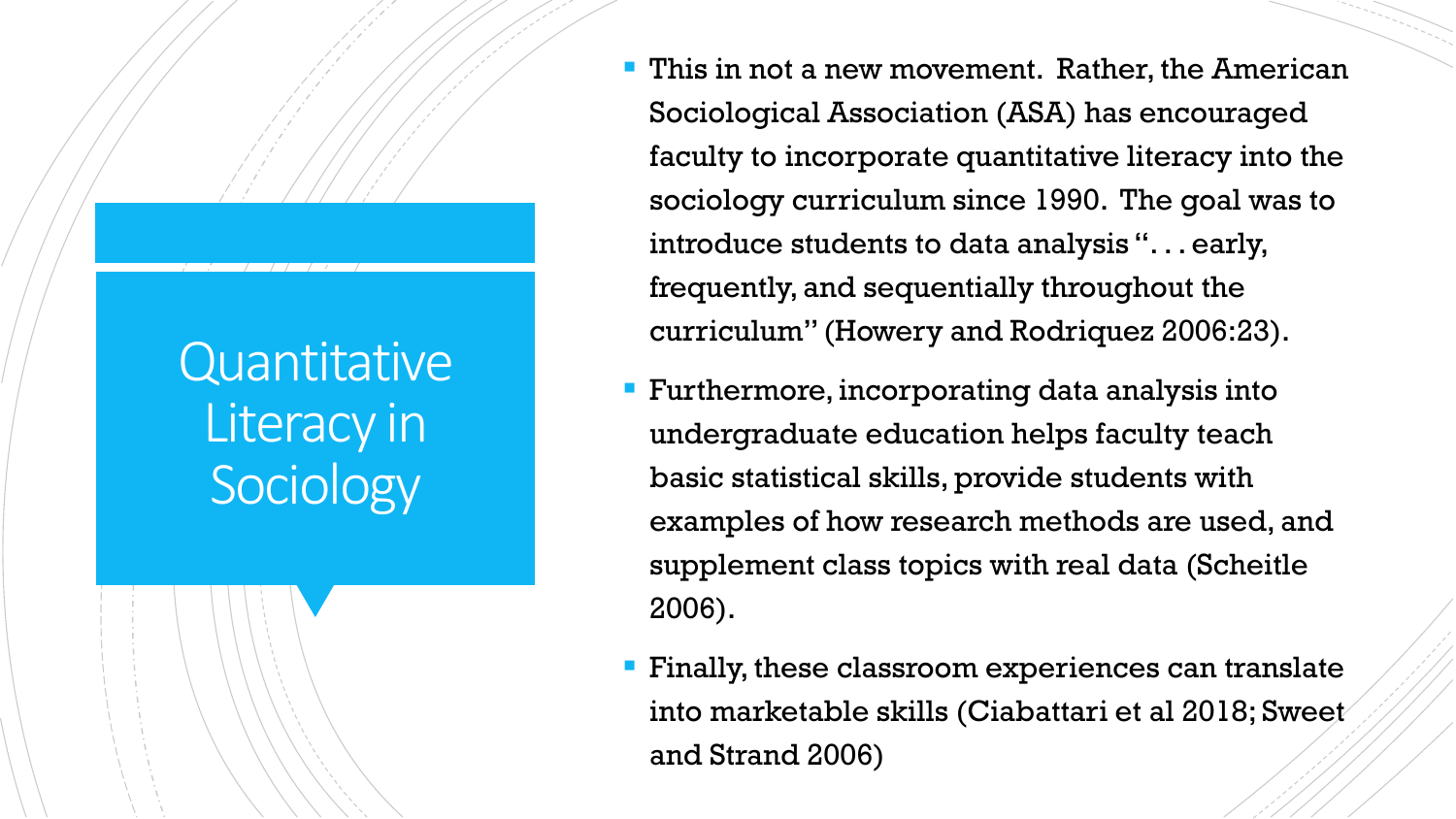# Quantitative Literacy in Sociology

- This in not a new movement. Rather, the American Sociological Association (ASA) has encouraged faculty to incorporate quantitative literacy into the sociology curriculum since 1990. The goal was to introduce students to data analysis ". . . early, frequently, and sequentially throughout the curriculum" (Howery and Rodriquez 2006:23).
- Furthermore, incorporating data analysis into undergraduate education helps faculty teach basic statistical skills, provide students with examples of how research methods are used, and supplement class topics with real data (Scheitle 2006).
- Finally, these classroom experiences can translate into marketable skills (Ciabattari et al 2018; Sweet and Strand 2006)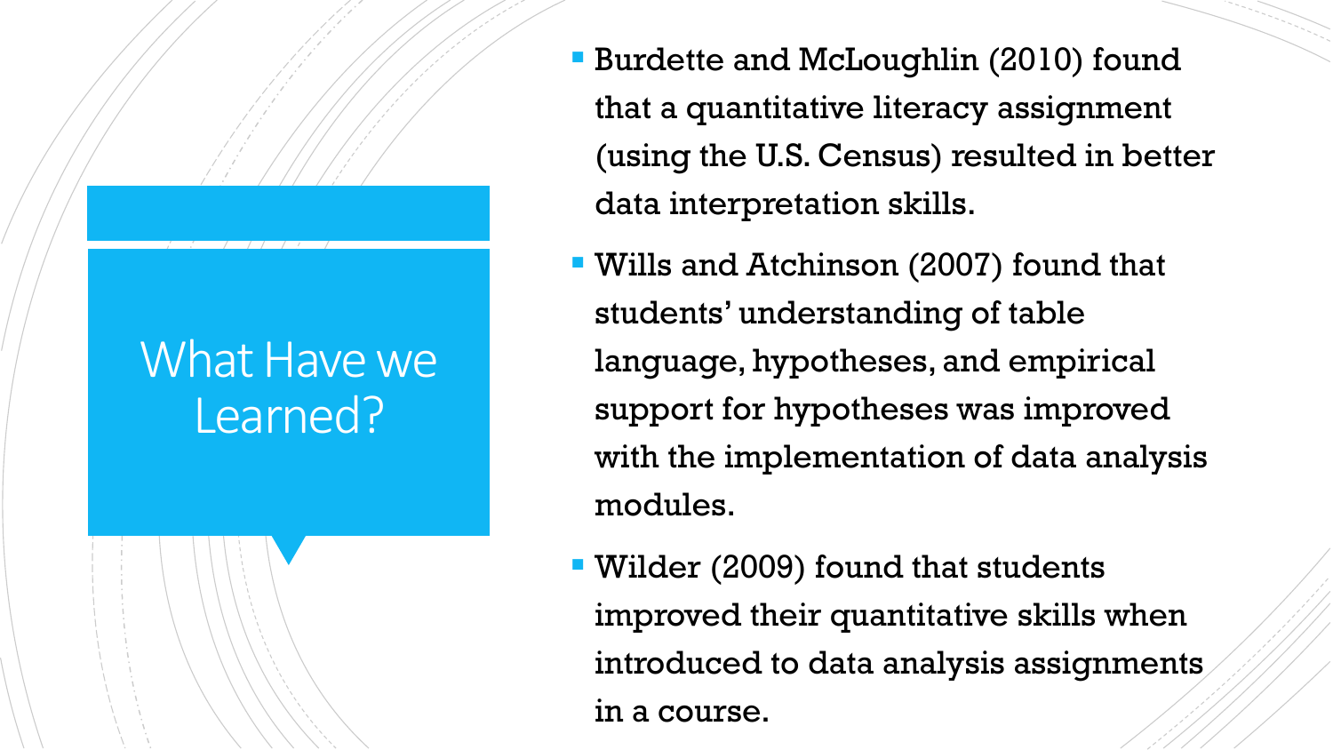# What Have we Learned?

- Burdette and McLoughlin (2010) found that a quantitative literacy assignment (using the U.S. Census) resulted in better data interpretation skills.
- Wills and Atchinson (2007) found that students' understanding of table language, hypotheses, and empirical support for hypotheses was improved with the implementation of data analysis modules.
- Wilder (2009) found that students improved their quantitative skills when introduced to data analysis assignments in a course.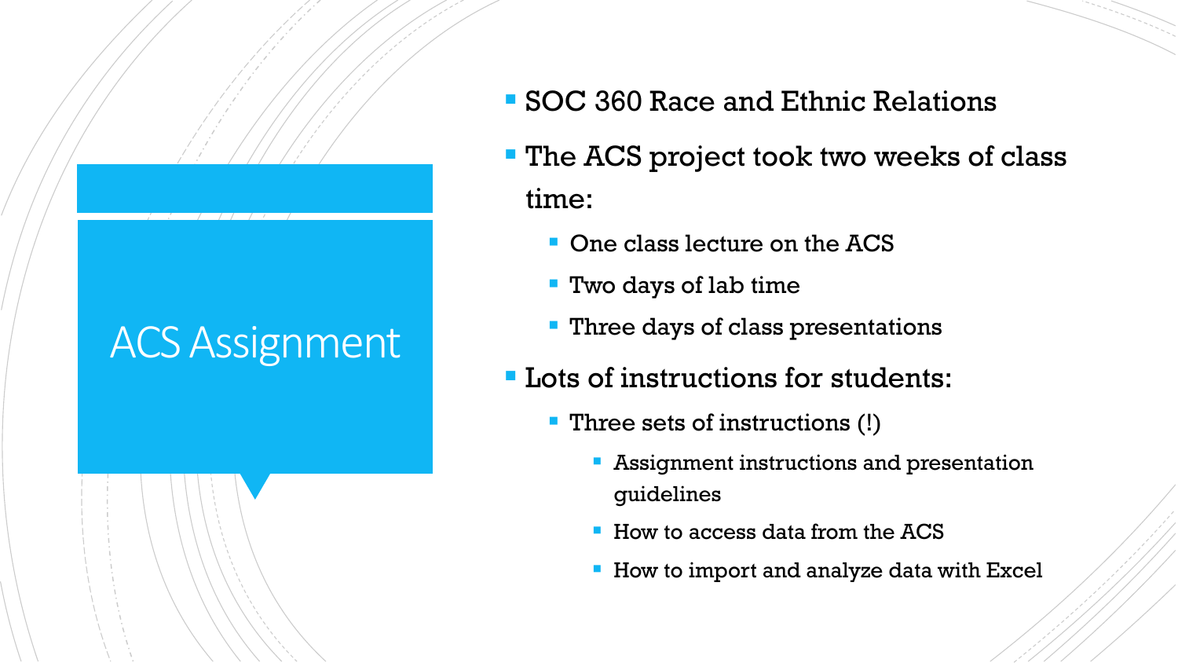# ACS Assignment

- SOC 360 Race and Ethnic Relations
- The ACS project took two weeks of class time:
  - One class lecture on the ACS
  - Two days of lab time
  - Three days of class presentations
- Lots of instructions for students:
  - Three sets of instructions (!)
    - Assignment instructions and presentation guidelines
    - How to access data from the ACS
    - How to import and analyze data with Excel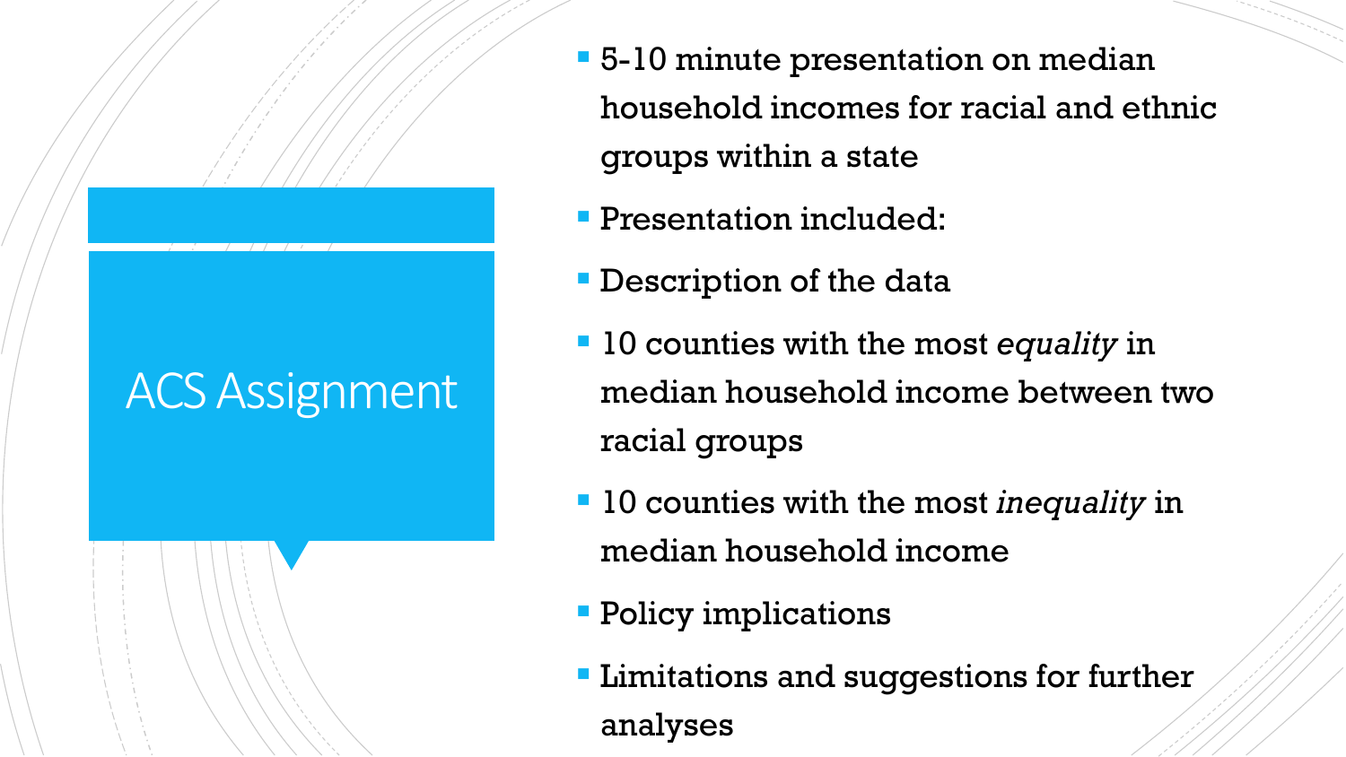# ACS Assignment

- 5-10 minute presentation on median household incomes for racial and ethnic groups within a state
- Presentation included:
- Description of the data
- 10 counties with the most *equality* in median household income between two racial groups
- 10 counties with the most *inequality* in median household income
- Policy implications
- Limitations and suggestions for further analyses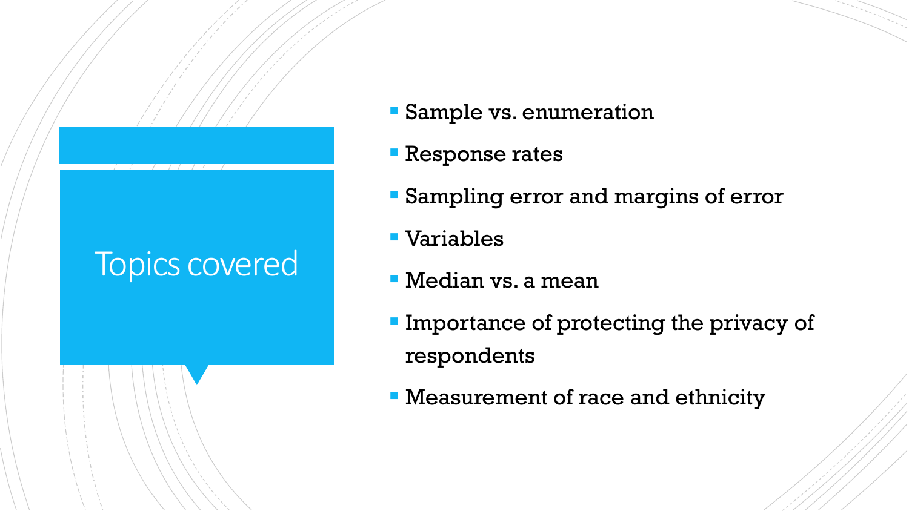# Topics covered

- Sample vs. enumeration
- Response rates
- Sampling error and margins of error
- Variables
- Median vs. a mean
- Importance of protecting the privacy of respondents
- Measurement of race and ethnicity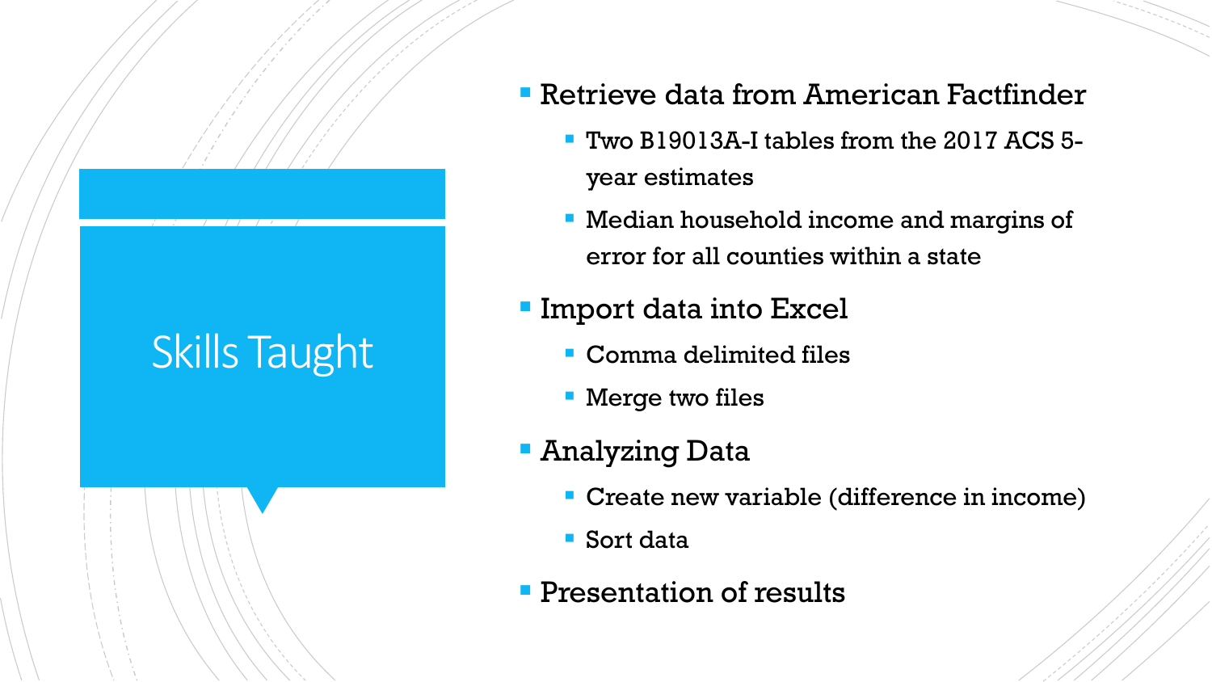# Skills Taught

- Retrieve data from American Factfinder
  - Two B19013A-I tables from the 2017 ACS 5-year estimates
  - Median household income and margins of error for all counties within a state
- Import data into Excel
  - Comma delimited files
  - Merge two files
- Analyzing Data
  - Create new variable (difference in income)
  - Sort data
- Presentation of results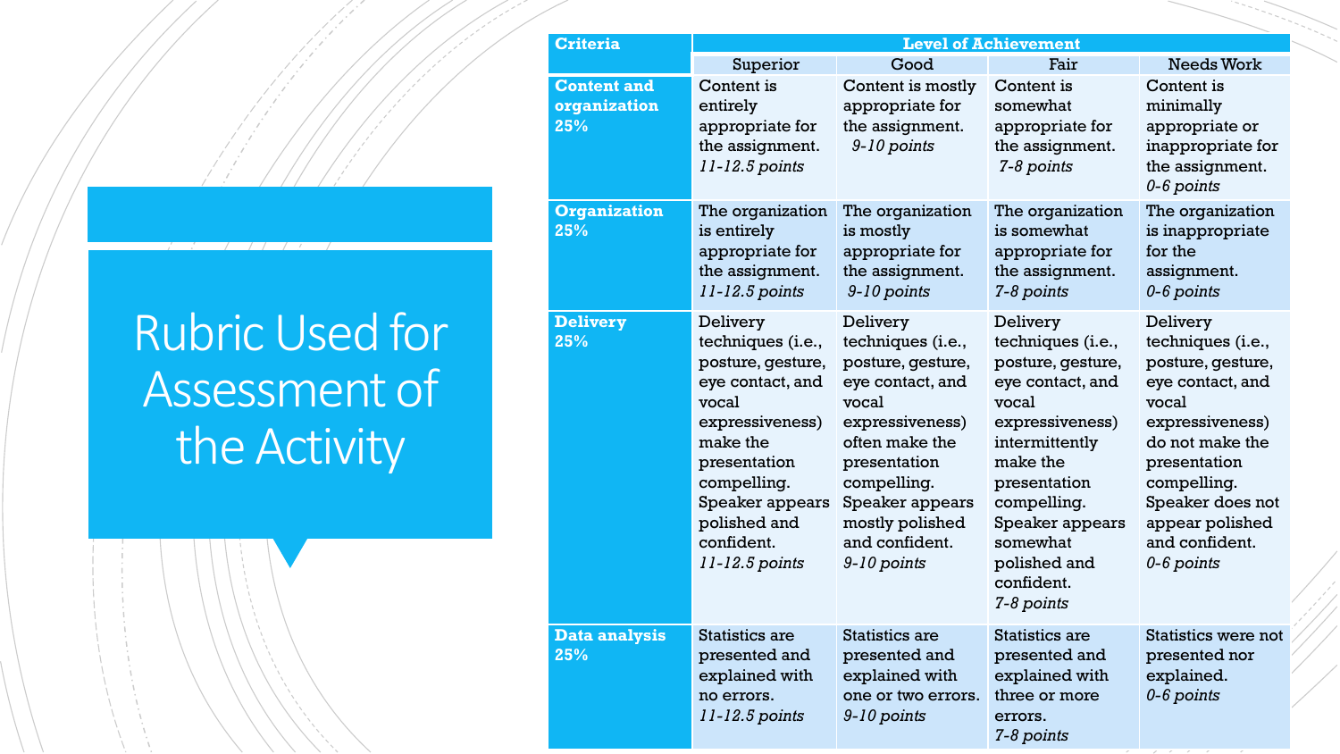# Rubric Used for Assessment of the Activity

| Criteria | Level of Achievement | | | |
|---|---|---|---|---|
| | Superior | Good | Fair | Needs Work |
| **Content and organization 25%** | Content is entirely appropriate for the assignment. *11-12.5 points* | Content is mostly appropriate for the assignment. *9-10 points* | Content is somewhat appropriate for the assignment. *7-8 points* | Content is minimally appropriate or inappropriate for the assignment. *0-6 points* |
| **Organization 25%** | The organization is entirely appropriate for the assignment. *11-12.5 points* | The organization is mostly appropriate for the assignment. *9-10 points* | The organization is somewhat appropriate for the assignment. *7-8 points* | The organization is inappropriate for the assignment. *0-6 points* |
| **Delivery 25%** | Delivery techniques (i.e., posture, gesture, eye contact, and vocal expressiveness) make the presentation compelling. Speaker appears polished and confident. *11-12.5 points* | Delivery techniques (i.e., posture, gesture, eye contact, and vocal expressiveness) often make the presentation compelling. Speaker appears mostly polished and confident. *9-10 points* | Delivery techniques (i.e., posture, gesture, eye contact, and vocal expressiveness) intermittently make the presentation compelling. Speaker appears somewhat polished and confident. *7-8 points* | Delivery techniques (i.e., posture, gesture, eye contact, and vocal expressiveness) do not make the presentation compelling. Speaker does not appear polished and confident. *0-6 points* |
| **Data analysis 25%** | Statistics are presented and explained with no errors. *11-12.5 points* | Statistics are presented and explained with one or two errors. *9-10 points* | Statistics are presented and explained with three or more errors. *7-8 points* | Statistics were not presented nor explained. *0-6 points* |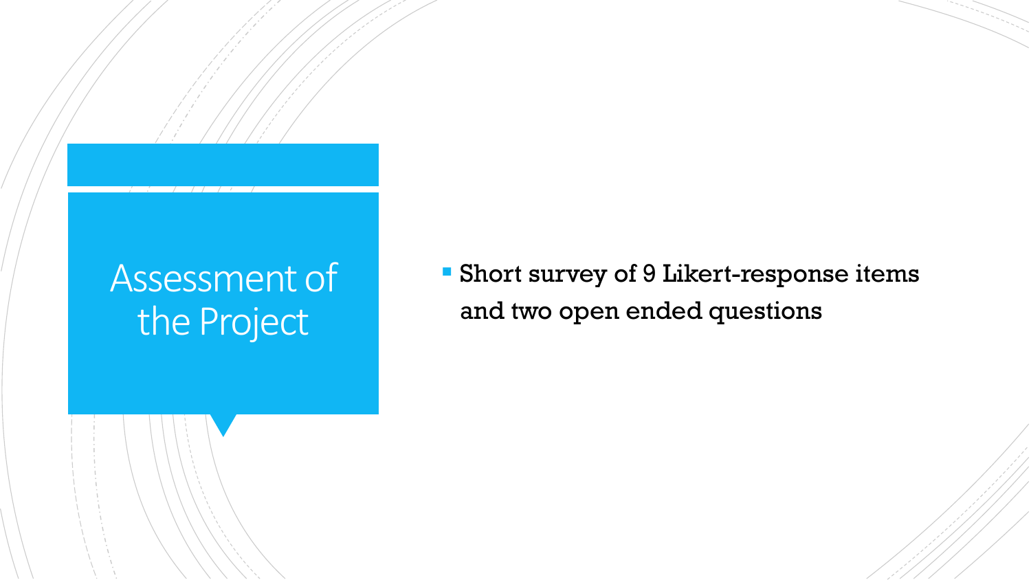# Assessment of the Project

- Short survey of 9 Likert-response items and two open ended questions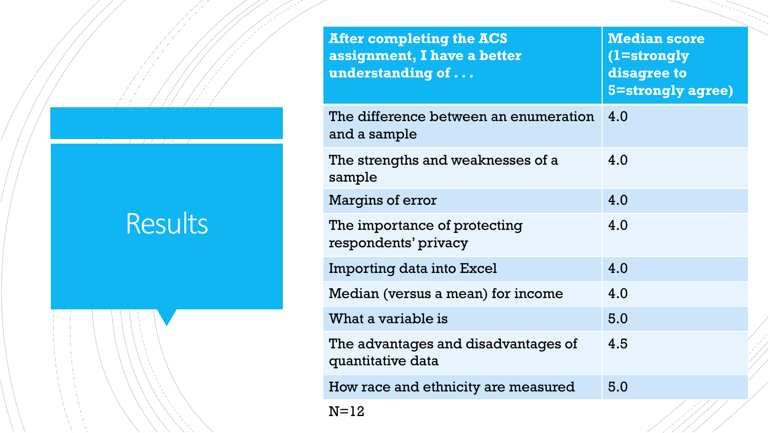# Results

| After completing the ACS assignment, I have a better understanding of . . . | Median score (1=strongly disagree to 5=strongly agree) |
|---|---|
| The difference between an enumeration and a sample | 4.0 |
| The strengths and weaknesses of a sample | 4.0 |
| Margins of error | 4.0 |
| The importance of protecting respondents' privacy | 4.0 |
| Importing data into Excel | 4.0 |
| Median (versus a mean) for income | 4.0 |
| What a variable is | 5.0 |
| The advantages and disadvantages of quantitative data | 4.5 |
| How race and ethnicity are measured | 5.0 |

N=12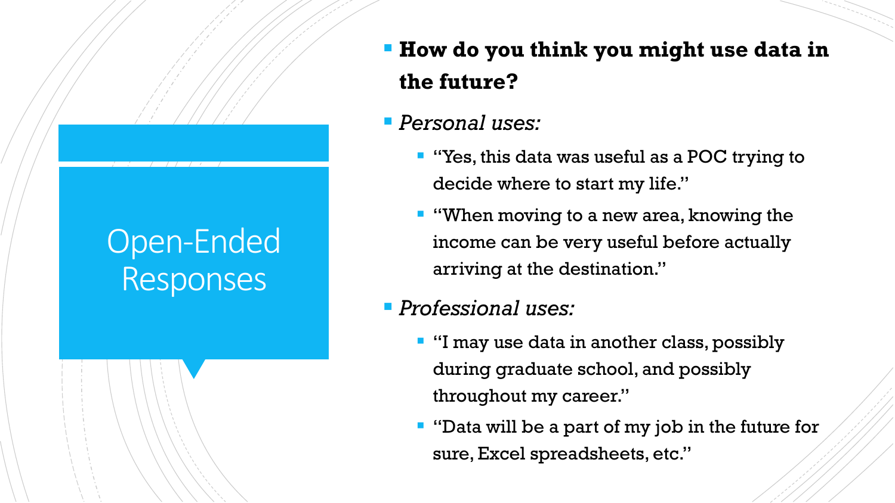# Open-Ended Responses

- **How do you think you might use data in the future?**
- *Personal uses:*
  - "Yes, this data was useful as a POC trying to decide where to start my life."
  - "When moving to a new area, knowing the income can be very useful before actually arriving at the destination."
- *Professional uses:*
  - "I may use data in another class, possibly during graduate school, and possibly throughout my career."
  - "Data will be a part of my job in the future for sure, Excel spreadsheets, etc."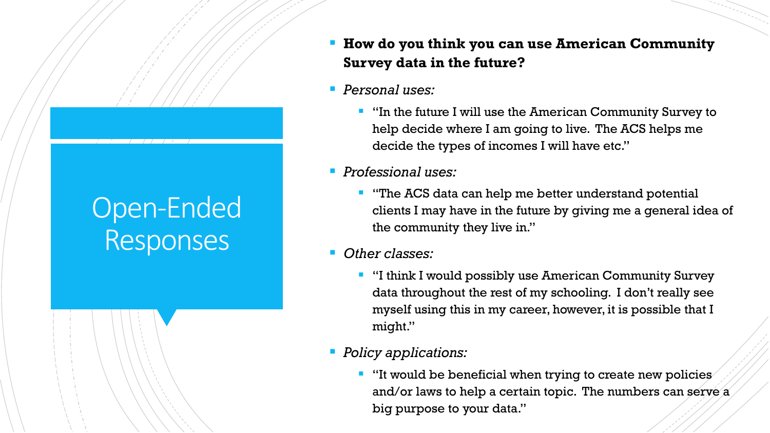# Open-Ended Responses

- **How do you think you can use American Community Survey data in the future?**
- *Personal uses:*
  - "In the future I will use the American Community Survey to help decide where I am going to live. The ACS helps me decide the types of incomes I will have etc."
- *Professional uses:*
  - "The ACS data can help me better understand potential clients I may have in the future by giving me a general idea of the community they live in."
- *Other classes:*
  - "I think I would possibly use American Community Survey data throughout the rest of my schooling. I don't really see myself using this in my career, however, it is possible that I might."
- *Policy applications:*
  - "It would be beneficial when trying to create new policies and/or laws to help a certain topic. The numbers can serve a big purpose to your data."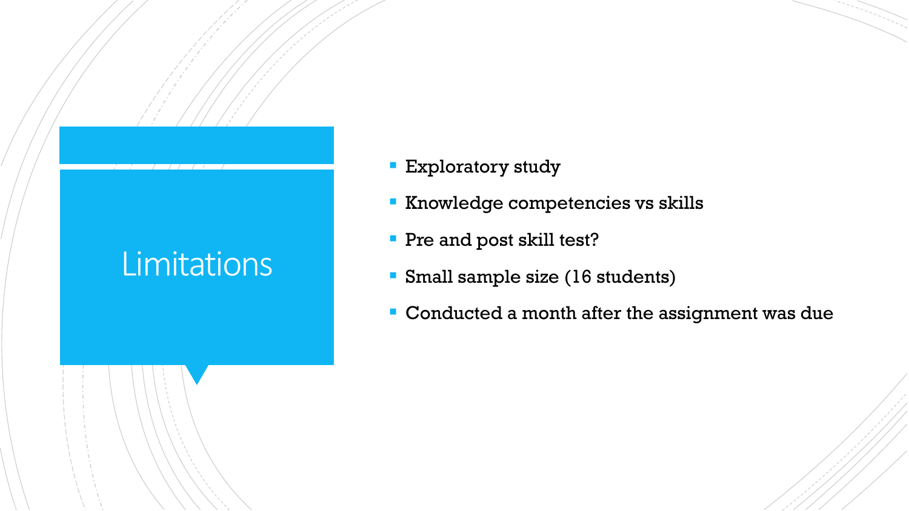# Limitations

- Exploratory study
- Knowledge competencies vs skills
- Pre and post skill test?
- Small sample size (16 students)
- Conducted a month after the assignment was due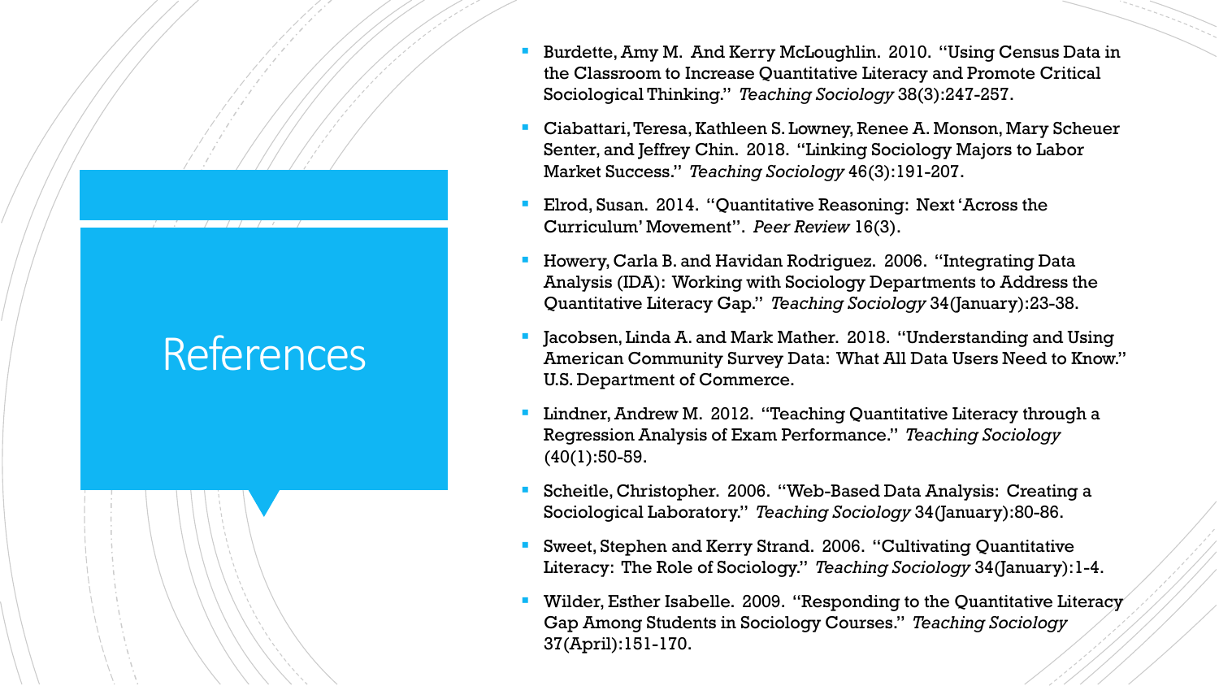# References

- Burdette, Amy M. And Kerry McLoughlin. 2010. "Using Census Data in the Classroom to Increase Quantitative Literacy and Promote Critical Sociological Thinking." *Teaching Sociology* 38(3):247-257.
- Ciabattari, Teresa, Kathleen S. Lowney, Renee A. Monson, Mary Scheuer Senter, and Jeffrey Chin. 2018. "Linking Sociology Majors to Labor Market Success." *Teaching Sociology* 46(3):191-207.
- Elrod, Susan. 2014. "Quantitative Reasoning: Next 'Across the Curriculum' Movement". *Peer Review* 16(3).
- Howery, Carla B. and Havidan Rodriguez. 2006. "Integrating Data Analysis (IDA): Working with Sociology Departments to Address the Quantitative Literacy Gap." *Teaching Sociology* 34(January):23-38.
- Jacobsen, Linda A. and Mark Mather. 2018. "Understanding and Using American Community Survey Data: What All Data Users Need to Know." U.S. Department of Commerce.
- Lindner, Andrew M. 2012. "Teaching Quantitative Literacy through a Regression Analysis of Exam Performance." *Teaching Sociology* (40(1):50-59.
- Scheitle, Christopher. 2006. "Web-Based Data Analysis: Creating a Sociological Laboratory." *Teaching Sociology* 34(January):80-86.
- Sweet, Stephen and Kerry Strand. 2006. "Cultivating Quantitative Literacy: The Role of Sociology." *Teaching Sociology* 34(January):1-4.
- Wilder, Esther Isabelle. 2009. "Responding to the Quantitative Literacy Gap Among Students in Sociology Courses." *Teaching Sociology* 37(April):151-170.